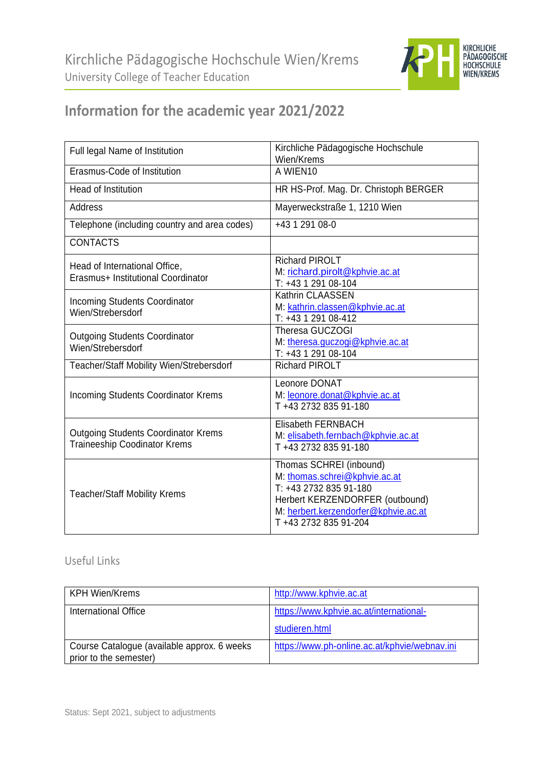# Kirchliche Pädagogische Hochschule Wien/Krems

University College of Teacher Education

## Information for the academic year 2021/2022

| Full legal Name of Institution | Kirchliche Pädagogische Hochschule Wien/Krems |
|---|---|
| Erasmus-Code of Institution | A WIEN10 |
| Head of Institution | HR HS-Prof. Mag. Dr. Christoph BERGER |
| Address | Mayerweckstraße 1, 1210 Wien |
| Telephone (including country and area codes) | +43 1 291 08-0 |
| CONTACTS | |
| Head of International Office, Erasmus+ Institutional Coordinator | Richard PIROLT<br>M: richard.pirolt@kphvie.ac.at<br>T: +43 1 291 08-104 |
| Incoming Students Coordinator Wien/Strebersdorf | Kathrin CLAASSEN<br>M: kathrin.classen@kphvie.ac.at<br>T: +43 1 291 08-412 |
| Outgoing Students Coordinator Wien/Strebersdorf | Theresa GUCZOGI<br>M: theresa.guczogi@kphvie.ac.at<br>T: +43 1 291 08-104 |
| Teacher/Staff Mobility Wien/Strebersdorf | Richard PIROLT |
| Incoming Students Coordinator Krems | Leonore DONAT<br>M: leonore.donat@kphvie.ac.at<br>T +43 2732 835 91-180 |
| Outgoing Students Coordinator Krems<br>Traineeship Coodinator Krems | Elisabeth FERNBACH<br>M: elisabeth.fernbach@kphvie.ac.at<br>T +43 2732 835 91-180 |
| Teacher/Staff Mobility Krems | Thomas SCHREI (inbound)<br>M: thomas.schrei@kphvie.ac.at<br>T: +43 2732 835 91-180<br>Herbert KERZENDORFER (outbound)<br>M: herbert.kerzendorfer@kphvie.ac.at<br>T +43 2732 835 91-204 |

### Useful Links

| KPH Wien/Krems | http://www.kphvie.ac.at |
|---|---|
| International Office | https://www.kphvie.ac.at/international-studieren.html |
| Course Catalogue (available approx. 6 weeks prior to the semester) | https://www.ph-online.ac.at/kphvie/webnav.ini |

Status: Sept 2021, subject to adjustments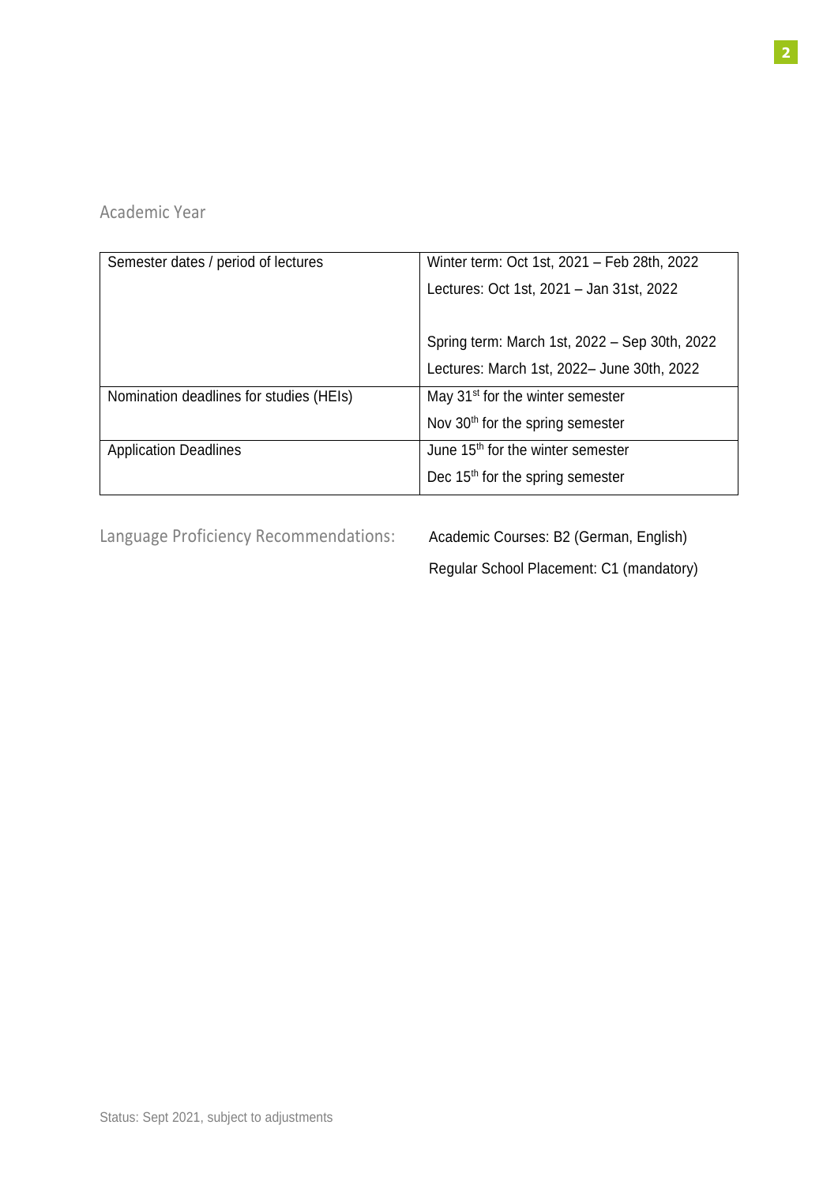## Academic Year

| | |
|---|---|
| Semester dates / period of lectures | Winter term: Oct 1st, 2021 – Feb 28th, 2022<br>Lectures: Oct 1st, 2021 – Jan 31st, 2022<br><br>Spring term: March 1st, 2022 – Sep 30th, 2022<br>Lectures: March 1st, 2022– June 30th, 2022 |
| Nomination deadlines for studies (HEIs) | May 31st for the winter semester<br>Nov 30th for the spring semester |
| Application Deadlines | June 15th for the winter semester<br>Dec 15th for the spring semester |

## Language Proficiency Recommendations:

Academic Courses: B2 (German, English)

Regular School Placement: C1 (mandatory)

Status: Sept 2021, subject to adjustments